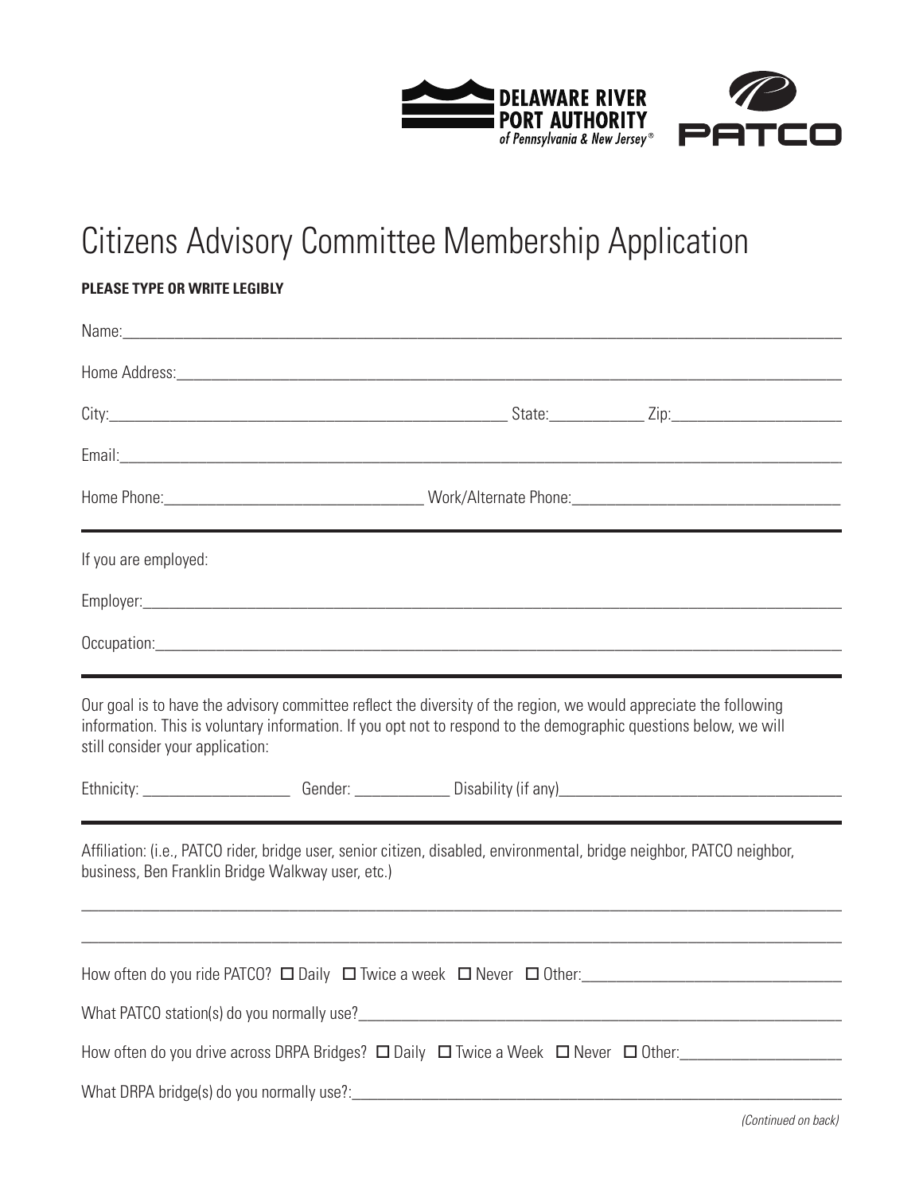DELAWARE RIVER PORT AUTHORITY of Pennsylvania & New Jersey®

PATCO

# Citizens Advisory Committee Membership Application

**PLEASE TYPE OR WRITE LEGIBLY**

Name:_______________________________________________

Home Address:_______________________________________________

City:_______________________ State:__________ Zip:______________

Email:_______________________________________________

Home Phone:____________________ Work/Alternate Phone:____________________

---

If you are employed:

Employer:_______________________________________________

Occupation:_______________________________________________

---

Our goal is to have the advisory committee reflect the diversity of the region, we would appreciate the following information. This is voluntary information. If you opt not to respond to the demographic questions below, we will still consider your application:

Ethnicity: ______________ Gender: __________ Disability (if any)____________________

---

Affiliation: (i.e., PATCO rider, bridge user, senior citizen, disabled, environmental, bridge neighbor, PATCO neighbor, business, Ben Franklin Bridge Walkway user, etc.)

_______________________________________________

_______________________________________________

How often do you ride PATCO? ☐ Daily ☐ Twice a week ☐ Never ☐ Other:____________________

What PATCO station(s) do you normally use?_______________________________________________

How often do you drive across DRPA Bridges? ☐ Daily ☐ Twice a Week ☐ Never ☐ Other:______________

What DRPA bridge(s) do you normally use?:_______________________________________________

*(Continued on back)*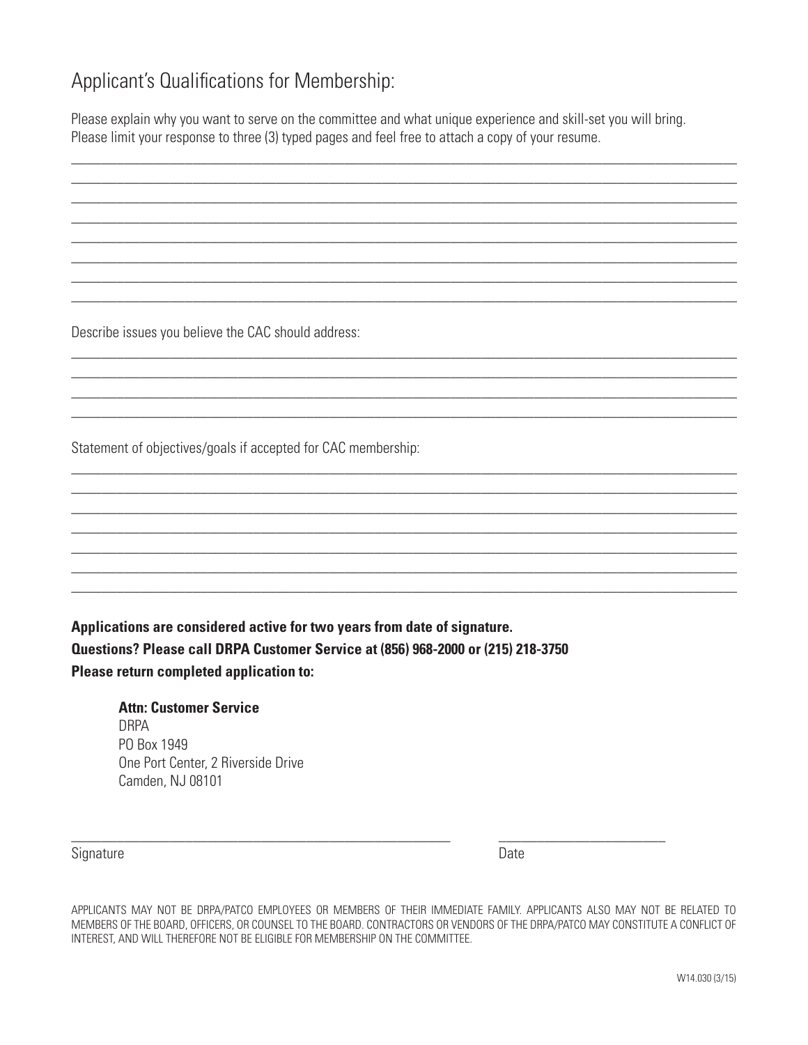## Applicant's Qualifications for Membership:

Please explain why you want to serve on the committee and what unique experience and skill-set you will bring. Please limit your response to three (3) typed pages and feel free to attach a copy of your resume.

______________________________________________________________________________________________

______________________________________________________________________________________________

______________________________________________________________________________________________

______________________________________________________________________________________________

______________________________________________________________________________________________

______________________________________________________________________________________________

______________________________________________________________________________________________

______________________________________________________________________________________________

Describe issues you believe the CAC should address:

______________________________________________________________________________________________

______________________________________________________________________________________________

______________________________________________________________________________________________

______________________________________________________________________________________________

Statement of objectives/goals if accepted for CAC membership:

______________________________________________________________________________________________

______________________________________________________________________________________________

______________________________________________________________________________________________

______________________________________________________________________________________________

______________________________________________________________________________________________

______________________________________________________________________________________________

______________________________________________________________________________________________

**Applications are considered active for two years from date of signature.**
**Questions? Please call DRPA Customer Service at (856) 968-2000 or (215) 218-3750**
**Please return completed application to:**

**Attn: Customer Service**
DRPA
PO Box 1949
One Port Center, 2 Riverside Drive
Camden, NJ 08101

______________________________________________________ ________________________

Signature Date

APPLICANTS MAY NOT BE DRPA/PATCO EMPLOYEES OR MEMBERS OF THEIR IMMEDIATE FAMILY. APPLICANTS ALSO MAY NOT BE RELATED TO MEMBERS OF THE BOARD, OFFICERS, OR COUNSEL TO THE BOARD. CONTRACTORS OR VENDORS OF THE DRPA/PATCO MAY CONSTITUTE A CONFLICT OF INTEREST, AND WILL THEREFORE NOT BE ELIGIBLE FOR MEMBERSHIP ON THE COMMITTEE.

W14.030 (3/15)